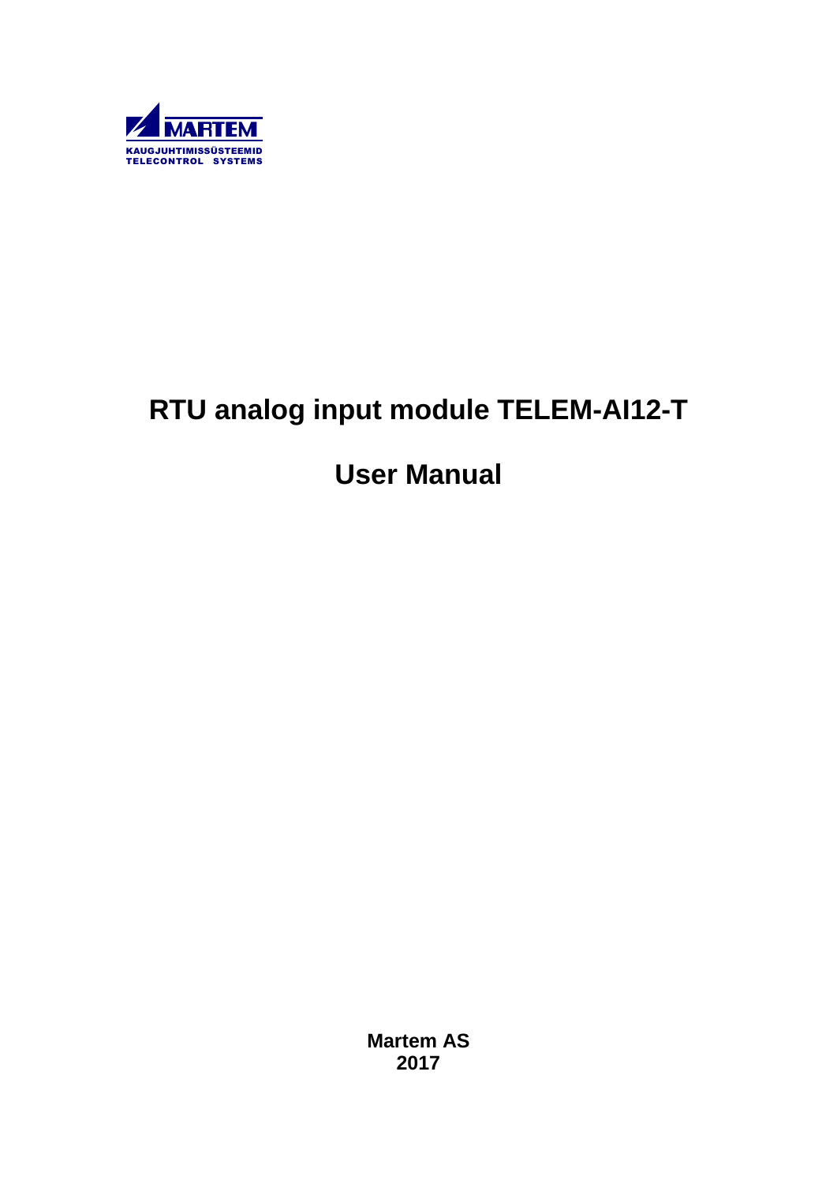MARTEM
KAUGJUHTIMISSÜSTEEMID
TELECONTROL SYSTEMS

# RTU analog input module TELEM-AI12-T

# User Manual

**Martem AS**
**2017**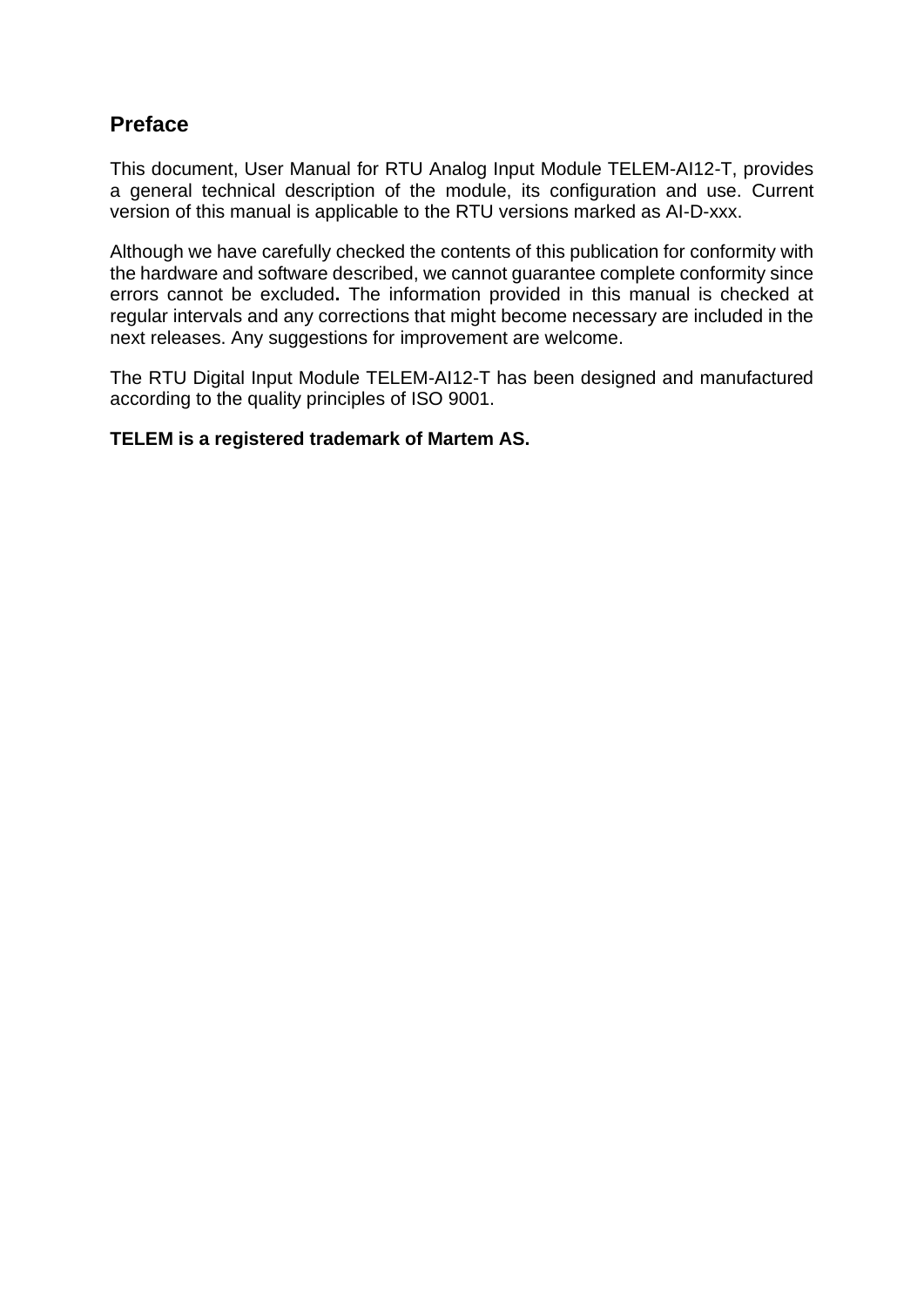## Preface

This document, User Manual for RTU Analog Input Module TELEM-AI12-T, provides a general technical description of the module, its configuration and use. Current version of this manual is applicable to the RTU versions marked as AI-D-xxx.

Although we have carefully checked the contents of this publication for conformity with the hardware and software described, we cannot guarantee complete conformity since errors cannot be excluded**.** The information provided in this manual is checked at regular intervals and any corrections that might become necessary are included in the next releases. Any suggestions for improvement are welcome.

The RTU Digital Input Module TELEM-AI12-T has been designed and manufactured according to the quality principles of ISO 9001.

**TELEM is a registered trademark of Martem AS.**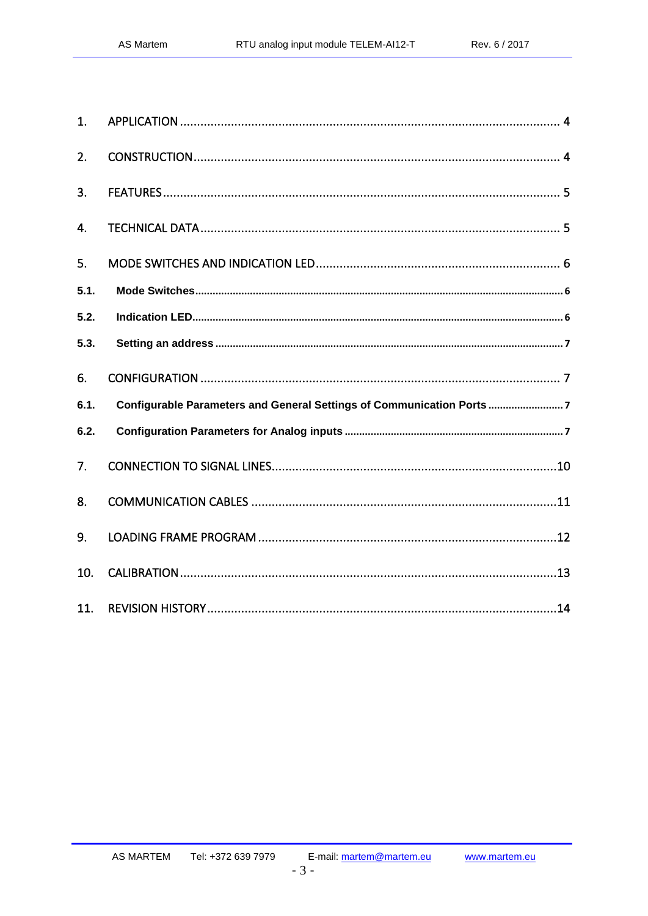1. APPLICATION ..... 4

2. CONSTRUCTION ..... 4

3. FEATURES ..... 5

4. TECHNICAL DATA ..... 5

5. MODE SWITCHES AND INDICATION LED ..... 6

**5.1. Mode Switches ..... 6**

**5.2. Indication LED ..... 6**

**5.3. Setting an address ..... 7**

6. CONFIGURATION ..... 7

**6.1. Configurable Parameters and General Settings of Communication Ports ..... 7**

**6.2. Configuration Parameters for Analog inputs ..... 7**

7. CONNECTION TO SIGNAL LINES ..... 10

8. COMMUNICATION CABLES ..... 11

9. LOADING FRAME PROGRAM ..... 12

10. CALIBRATION ..... 13

11. REVISION HISTORY ..... 14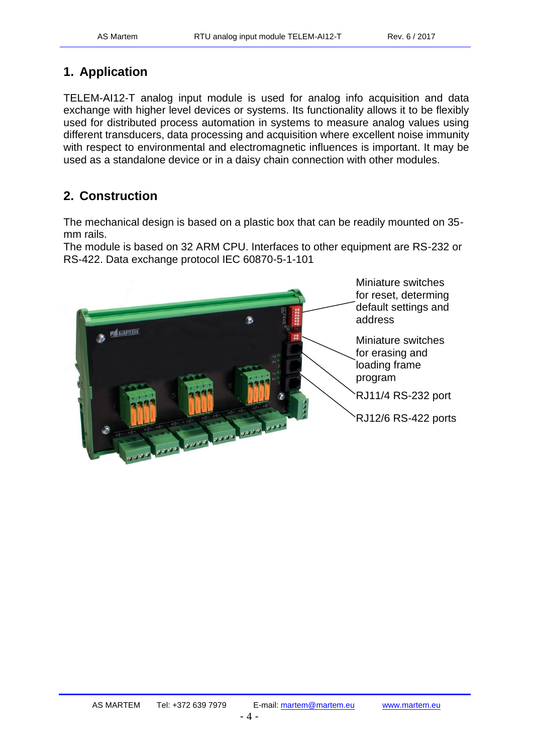## 1. Application

TELEM-AI12-T analog input module is used for analog info acquisition and data exchange with higher level devices or systems. Its functionality allows it to be flexibly used for distributed process automation in systems to measure analog values using different transducers, data processing and acquisition where excellent noise immunity with respect to environmental and electromagnetic influences is important. It may be used as a standalone device or in a daisy chain connection with other modules.

## 2. Construction

The mechanical design is based on a plastic box that can be readily mounted on 35-mm rails.
The module is based on 32 ARM CPU. Interfaces to other equipment are RS-232 or RS-422. Data exchange protocol IEC 60870-5-1-101

Miniature switches for reset, determing default settings and address

Miniature switches for erasing and loading frame program

RJ11/4 RS-232 port

RJ12/6 RS-422 ports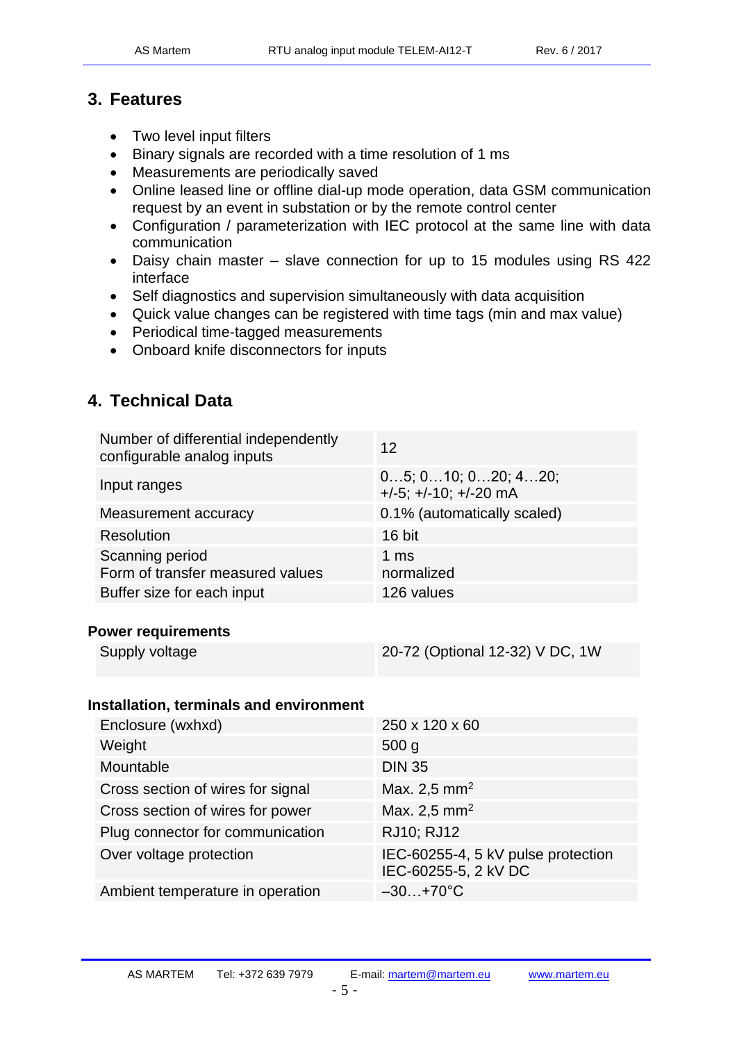## 3. Features

- Two level input filters
- Binary signals are recorded with a time resolution of 1 ms
- Measurements are periodically saved
- Online leased line or offline dial-up mode operation, data GSM communication request by an event in substation or by the remote control center
- Configuration / parameterization with IEC protocol at the same line with data communication
- Daisy chain master – slave connection for up to 15 modules using RS 422 interface
- Self diagnostics and supervision simultaneously with data acquisition
- Quick value changes can be registered with time tags (min and max value)
- Periodical time-tagged measurements
- Onboard knife disconnectors for inputs

## 4. Technical Data

| | |
|---|---|
| Number of differential independently configurable analog inputs | 12 |
| Input ranges | 0…5; 0…10; 0…20; 4…20; +/-5; +/-10; +/-20 mA |
| Measurement accuracy | 0.1% (automatically scaled) |
| Resolution | 16 bit |
| Scanning period<br>Form of transfer measured values | 1 ms<br>normalized |
| Buffer size for each input | 126 values |

**Power requirements**

| | |
|---|---|
| Supply voltage | 20-72 (Optional 12-32) V DC, 1W |

**Installation, terminals and environment**

| | |
|---|---|
| Enclosure (wxhxd) | 250 x 120 x 60 |
| Weight | 500 g |
| Mountable | DIN 35 |
| Cross section of wires for signal | Max. 2,5 mm$^2$ |
| Cross section of wires for power | Max. 2,5 mm$^2$ |
| Plug connector for communication | RJ10; RJ12 |
| Over voltage protection | IEC-60255-4, 5 kV pulse protection<br>IEC-60255-5, 2 kV DC |
| Ambient temperature in operation | –30…+70°C |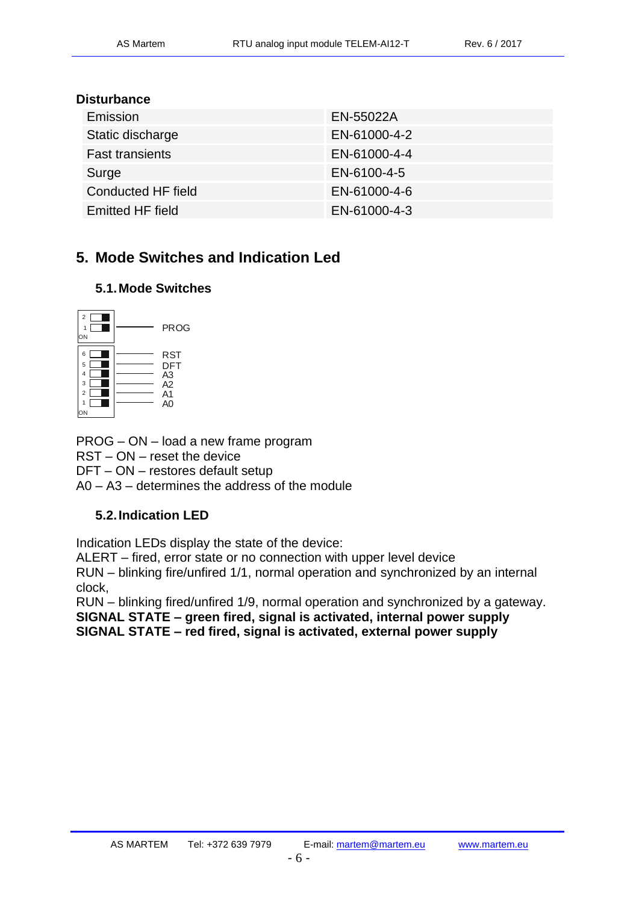**Disturbance**

| | |
|---|---|
| Emission | EN-55022A |
| Static discharge | EN-61000-4-2 |
| Fast transients | EN-61000-4-4 |
| Surge | EN-6100-4-5 |
| Conducted HF field | EN-61000-4-6 |
| Emitted HF field | EN-61000-4-3 |

# 5. Mode Switches and Indication Led

## 5.1. Mode Switches

```
2  [  ■]
1  [  ■] ———— PROG
ON

6  [  ■] ———— RST
5  [  ■] ———— DFT
4  [  ■] ———— A3
3  [  ■] ———— A2
2  [  ■] ———— A1
1  [  ■] ———— A0
ON
```

PROG – ON – load a new frame program
RST – ON – reset the device
DFT – ON – restores default setup
A0 – A3 – determines the address of the module

## 5.2. Indication LED

Indication LEDs display the state of the device:
ALERT – fired, error state or no connection with upper level device
RUN – blinking fire/unfired 1/1, normal operation and synchronized by an internal clock,
RUN – blinking fired/unfired 1/9, normal operation and synchronized by a gateway.
**SIGNAL STATE – green fired, signal is activated, internal power supply**
**SIGNAL STATE – red fired, signal is activated, external power supply**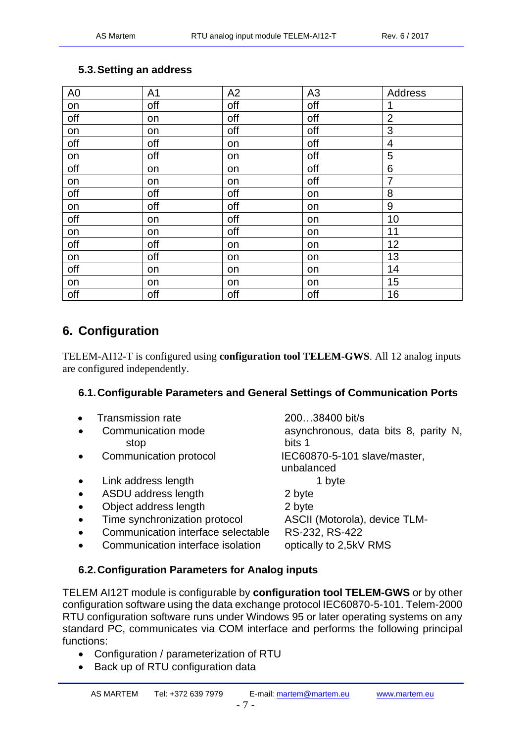### 5.3. Setting an address

| A0 | A1 | A2 | A3 | Address |
|---|---|---|---|---|
| on | off | off | off | 1 |
| off | on | off | off | 2 |
| on | on | off | off | 3 |
| off | off | on | off | 4 |
| on | off | on | off | 5 |
| off | on | on | off | 6 |
| on | on | on | off | 7 |
| off | off | off | on | 8 |
| on | off | off | on | 9 |
| off | on | off | on | 10 |
| on | on | off | on | 11 |
| off | off | on | on | 12 |
| on | off | on | on | 13 |
| off | on | on | on | 14 |
| on | on | on | on | 15 |
| off | off | off | off | 16 |

## 6. Configuration

TELEM-AI12-T is configured using **configuration tool TELEM-GWS**. All 12 analog inputs are configured independently.

### 6.1. Configurable Parameters and General Settings of Communication Ports

- Transmission rate 200…38400 bit/s
- Communication mode asynchronous, data bits 8, parity N, stop bits 1
- Communication protocol IEC60870-5-101 slave/master, unbalanced
- Link address length 1 byte
- ASDU address length 2 byte
- Object address length 2 byte
- Time synchronization protocol ASCII (Motorola), device TLM-
- Communication interface selectable RS-232, RS-422
- Communication interface isolation optically to 2,5kV RMS

### 6.2. Configuration Parameters for Analog inputs

TELEM AI12T module is configurable by **configuration tool TELEM-GWS** or by other configuration software using the data exchange protocol IEC60870-5-101. Telem-2000 RTU configuration software runs under Windows 95 or later operating systems on any standard PC, communicates via COM interface and performs the following principal functions:

- Configuration / parameterization of RTU
- Back up of RTU configuration data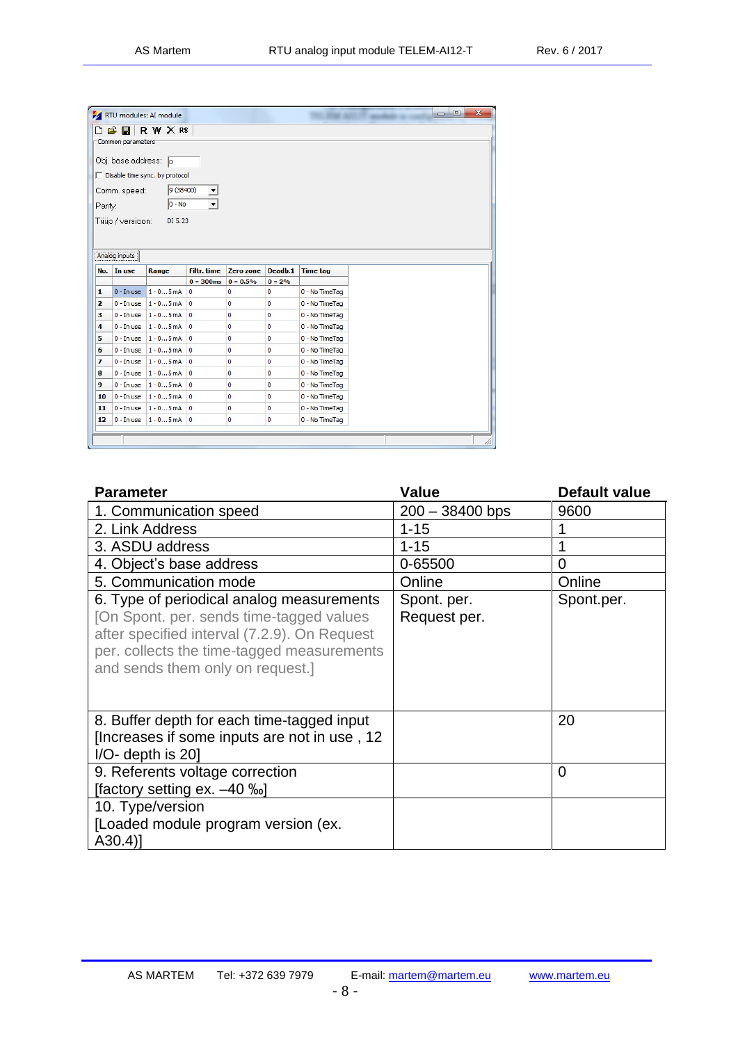RTU modules: AI module

Common parameters

Obj. base address: 0

Disable time sync. by protocol

Comm. speed: 9 (38400)

Parity: 0 - No

Tüüp / version: DI 5.23

Analog inputs

| No. | In use | Range | Filtr. time | Zero zone | Deadb.1 | Time tag |
|---|---|---|---|---|---|---|
| | | | 0 – 300ms | 0 – 0.5% | 0 – 2% | |
| 1 | 0 - In use | 1 - 0…5 mA | 0 | 0 | 0 | 0 - No TimeTag |
| 2 | 0 - In use | 1 - 0…5 mA | 0 | 0 | 0 | 0 - No TimeTag |
| 3 | 0 - In use | 1 - 0…5 mA | 0 | 0 | 0 | 0 - No TimeTag |
| 4 | 0 - In use | 1 - 0…5 mA | 0 | 0 | 0 | 0 - No TimeTag |
| 5 | 0 - In use | 1 - 0…5 mA | 0 | 0 | 0 | 0 - No TimeTag |
| 6 | 0 - In use | 1 - 0…5 mA | 0 | 0 | 0 | 0 - No TimeTag |
| 7 | 0 - In use | 1 - 0…5 mA | 0 | 0 | 0 | 0 - No TimeTag |
| 8 | 0 - In use | 1 - 0…5 mA | 0 | 0 | 0 | 0 - No TimeTag |
| 9 | 0 - In use | 1 - 0…5 mA | 0 | 0 | 0 | 0 - No TimeTag |
| 10 | 0 - In use | 1 - 0…5 mA | 0 | 0 | 0 | 0 - No TimeTag |
| 11 | 0 - In use | 1 - 0…5 mA | 0 | 0 | 0 | 0 - No TimeTag |
| 12 | 0 - In use | 1 - 0…5 mA | 0 | 0 | 0 | 0 - No TimeTag |

| Parameter | Value | Default value |
|---|---|---|
| 1. Communication speed | 200 – 38400 bps | 9600 |
| 2. Link Address | 1-15 | 1 |
| 3. ASDU address | 1-15 | 1 |
| 4. Object's base address | 0-65500 | 0 |
| 5. Communication mode | Online | Online |
| 6. Type of periodical analog measurements [On Spont. per. sends time-tagged values after specified interval (7.2.9). On Request per. collects the time-tagged measurements and sends them only on request.] | Spont. per. Request per. | Spont.per. |
| 8. Buffer depth for each time-tagged input [Increases if some inputs are not in use , 12 I/O- depth is 20] | | 20 |
| 9. Referents voltage correction [factory setting ex. –40 ‰] | | 0 |
| 10. Type/version [Loaded module program version (ex. A30.4)] | | |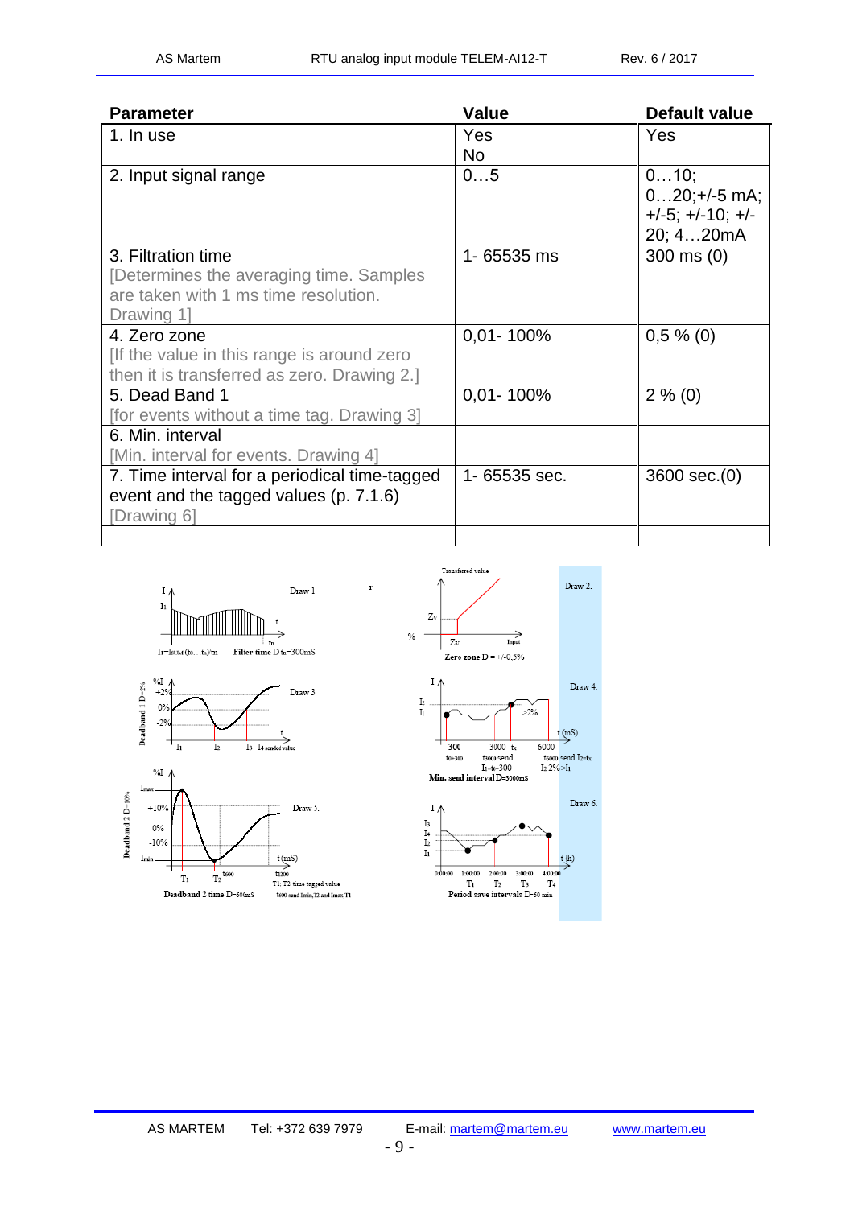| Parameter | Value | Default value |
|---|---|---|
| 1. In use | Yes<br>No | Yes |
| 2. Input signal range | 0…5 | 0…10; 0…20;+/-5 mA; +/-5; +/-10; +/-20; 4…20mA |
| 3. Filtration time<br>[Determines the averaging time. Samples are taken with 1 ms time resolution. Drawing 1] | 1- 65535 ms | 300 ms (0) |
| 4. Zero zone<br>[If the value in this range is around zero then it is transferred as zero. Drawing 2.] | 0,01- 100% | 0,5 % (0) |
| 5. Dead Band 1<br>[for events without a time tag. Drawing 3] | 0,01- 100% | 2 % (0) |
| 6. Min. interval<br>[Min. interval for events. Drawing 4] | | |
| 7. Time interval for a periodical time-tagged event and the tagged values (p. 7.1.6)<br>[Drawing 6] | 1- 65535 sec. | 3600 sec.(0) |
| | | |

Draw 1. Filter time D $t_n$=300mS

Draw 2. Zero zone D = +/-0,5%

Draw 3. Deadband 1 D=2%

Draw 4. Min. send interval D=3000mS

Draw 5. Deadband 2 time D=600mS

Draw 6. Period save intervals D=60 min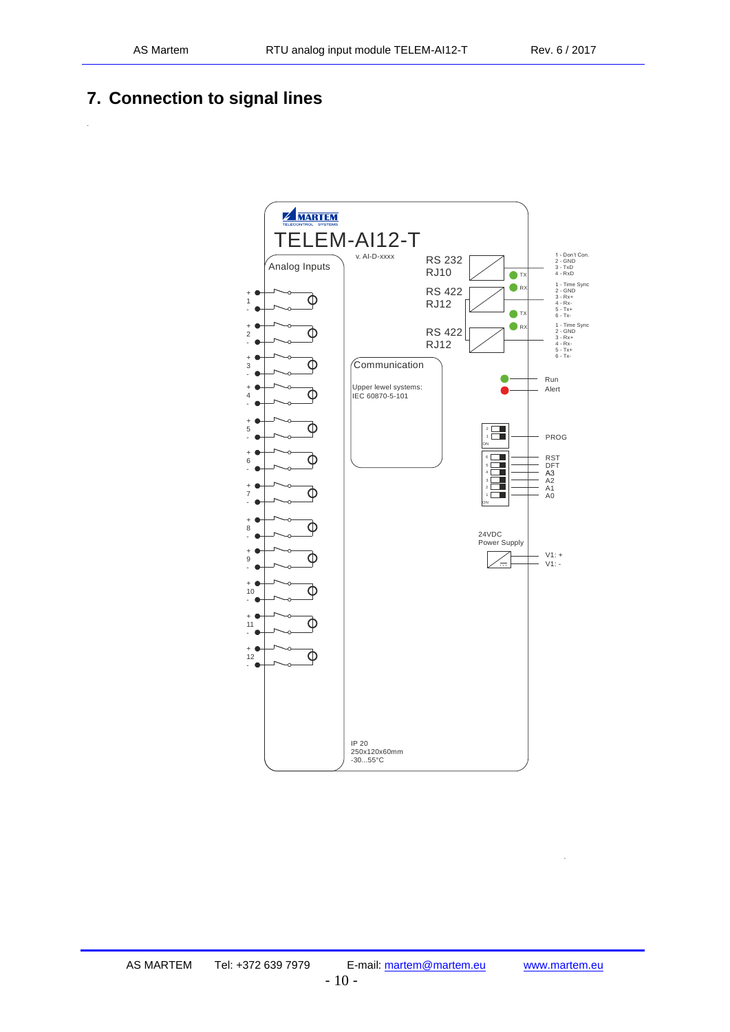## 7. Connection to signal lines

MARTEM
TELECONTROL SYSTEMS

TELEM-AI12-T

v. AI-D-xxxx

Analog Inputs

RS 232
RJ10

RS 422
RJ12

RS 422
RJ12

TX
RX
TX
RX

1 - Don't Con.
2 - GND
3 - TxD
4 - RxD

1 - Time Sync
2 - GND
3 - Rx+
4 - Rx-
5 - Tx+
6 - Tx-

1 - Time Sync
2 - GND
3 - Rx+
4 - Rx-
5 - Tx+
6 - Tx-

Communication

Upper lewel systems:
IEC 60870-5-101

Run
Alert

PROG

RST
DFT
A3
A2
A1
A0

24VDC
Power Supply

V1: +
V1: -

+ 1 -
+ 2 -
+ 3 -
+ 4 -
+ 5 -
+ 6 -
+ 7 -
+ 8 -
+ 9 -
+ 10 -
+ 11 -
+ 12 -

IP 20
250x120x60mm
-30...55°C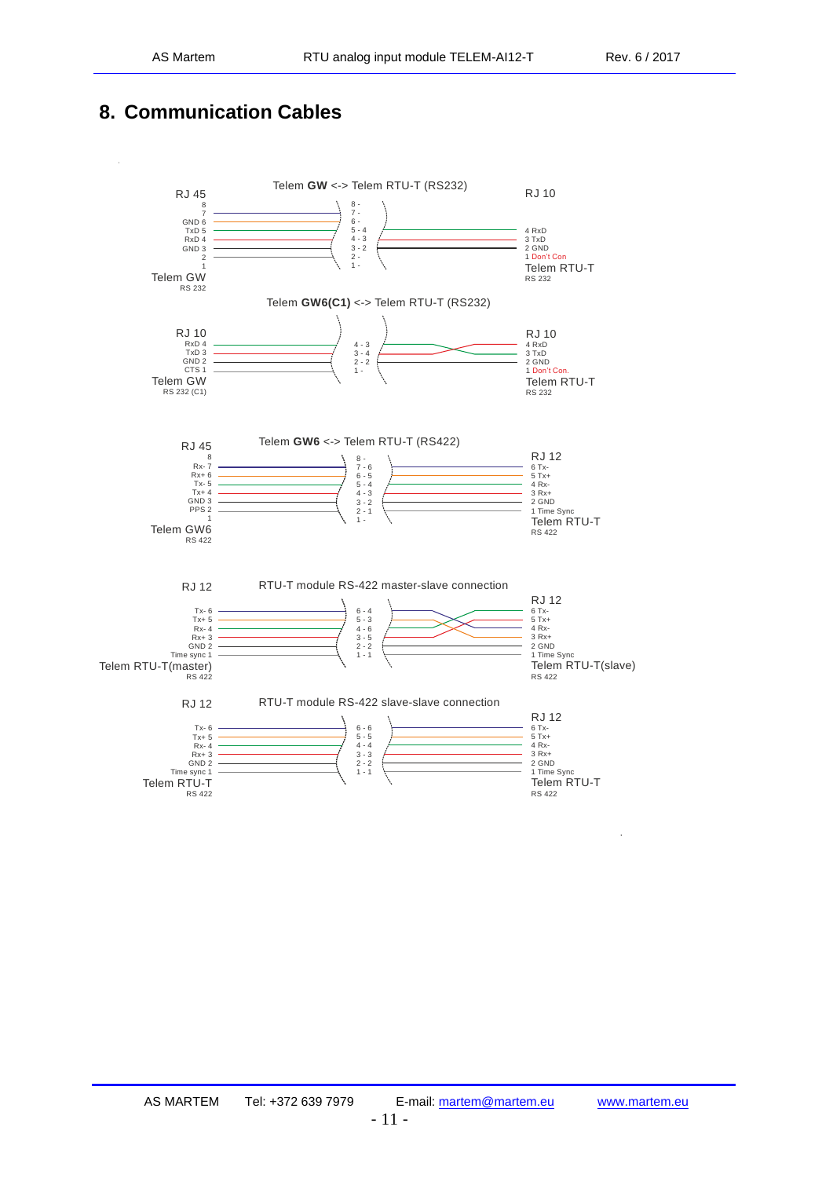# 8. Communication Cables

Telem **GW** <-> Telem RTU-T (RS232)

| RJ 45 (Telem GW, RS 232) | Connection | RJ 10 (Telem RTU-T, RS 232) |
|---|---|---|
| 8 | 8 - | |
| 7 | 7 - | |
| GND 6 | 6 - | |
| TxD 5 | 5 - 4 | 4 RxD |
| RxD 4 | 4 - 3 | 3 TxD |
| GND 3 | 3 - 2 | 2 GND |
| 2 | 2 - | |
| 1 | 1 - | 1 Don't Con |

Telem **GW6(C1)** <-> Telem RTU-T (RS232)

| RJ 10 (Telem GW, RS 232 (C1)) | Connection | RJ 10 (Telem RTU-T, RS 232) |
|---|---|---|
| RxD 4 | 4 - 3 | 4 RxD |
| TxD 3 | 3 - 4 | 3 TxD |
| GND 2 | 2 - 2 | 2 GND |
| CTS 1 | 1 - | 1 Don't Con. |

Telem **GW6** <-> Telem RTU-T (RS422)

| RJ 45 (Telem GW6, RS 422) | Connection | RJ 12 (Telem RTU-T, RS 422) |
|---|---|---|
| 8 | 8 - | |
| Rx- 7 | 7 - 6 | 6 Tx- |
| Rx+ 6 | 6 - 5 | 5 Tx+ |
| Tx- 5 | 5 - 4 | 4 Rx- |
| Tx+ 4 | 4 - 3 | 3 Rx+ |
| GND 3 | 3 - 2 | 2 GND |
| PPS 2 | 2 - 1 | 1 Time Sync |
| 1 | 1 - | |

RTU-T module RS-422 master-slave connection

| RJ 12 (Telem RTU-T(master), RS 422) | Connection | RJ 12 (Telem RTU-T(slave), RS 422) |
|---|---|---|
| Tx- 6 | 6 - 4 | 6 Tx- |
| Tx+ 5 | 5 - 3 | 5 Tx+ |
| Rx- 4 | 4 - 6 | 4 Rx- |
| Rx+ 3 | 3 - 5 | 3 Rx+ |
| GND 2 | 2 - 2 | 2 GND |
| Time sync 1 | 1 - 1 | 1 Time Sync |

RTU-T module RS-422 slave-slave connection

| RJ 12 (Telem RTU-T, RS 422) | Connection | RJ 12 (Telem RTU-T, RS 422) |
|---|---|---|
| Tx- 6 | 6 - 6 | 6 Tx- |
| Tx+ 5 | 5 - 5 | 5 Tx+ |
| Rx- 4 | 4 - 4 | 4 Rx- |
| Rx+ 3 | 3 - 3 | 3 Rx+ |
| GND 2 | 2 - 2 | 2 GND |
| Time sync 1 | 1 - 1 | 1 Time Sync |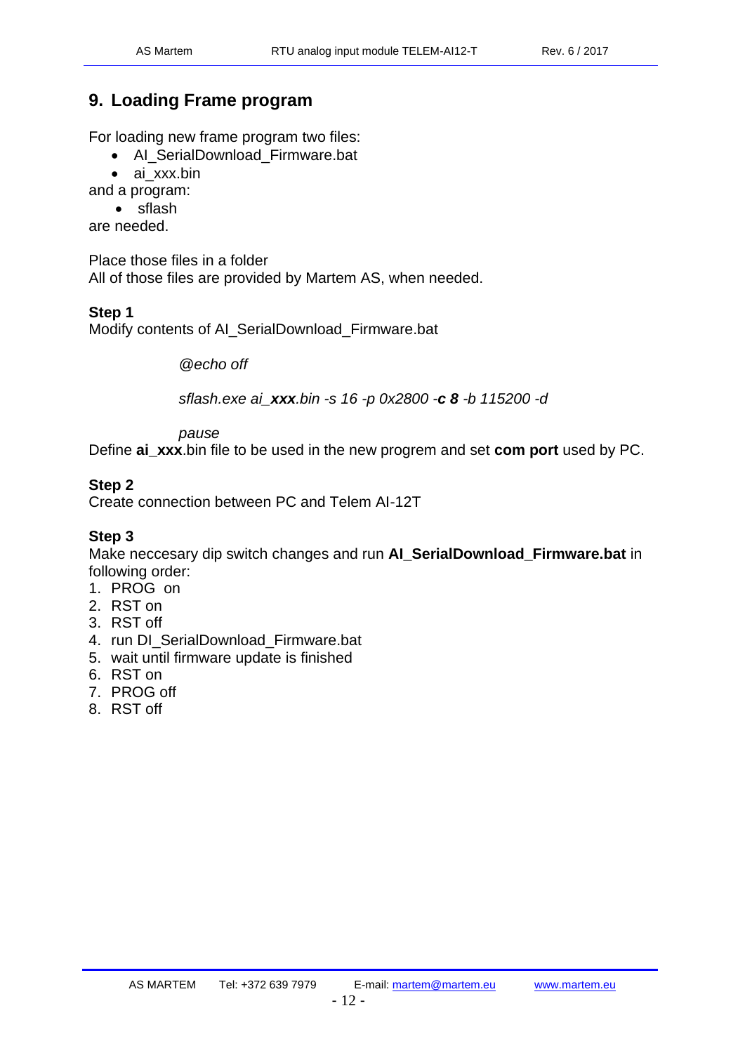## 9. Loading Frame program

For loading new frame program two files:

- AI_SerialDownload_Firmware.bat
- ai_xxx.bin

and a program:

- sflash

are needed.

Place those files in a folder
All of those files are provided by Martem AS, when needed.

**Step 1**
Modify contents of AI_SerialDownload_Firmware.bat

> *@echo off*
>
> *sflash.exe ai_**xxx**.bin -s 16 -p 0x2800 -**c 8** -b 115200 -d*
>
> *pause*

Define **ai_xxx**.bin file to be used in the new progrem and set **com port** used by PC.

**Step 2**
Create connection between PC and Telem AI-12T

**Step 3**
Make neccesary dip switch changes and run **AI_SerialDownload_Firmware.bat** in following order:

1. PROG on
2. RST on
3. RST off
4. run DI_SerialDownload_Firmware.bat
5. wait until firmware update is finished
6. RST on
7. PROG off
8. RST off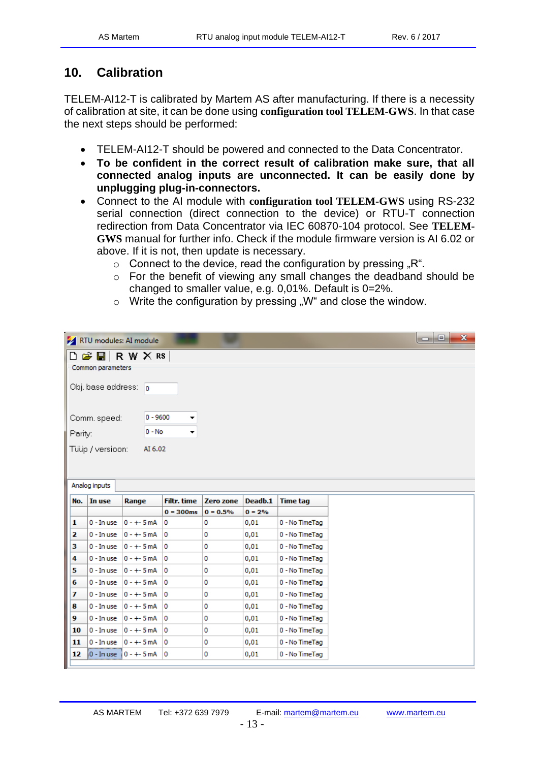## 10. Calibration

TELEM-AI12-T is calibrated by Martem AS after manufacturing. If there is a necessity of calibration at site, it can be done using **configuration tool TELEM-GWS**. In that case the next steps should be performed:

- TELEM-AI12-T should be powered and connected to the Data Concentrator.
- **To be confident in the correct result of calibration make sure, that all connected analog inputs are unconnected. It can be easily done by unplugging plug-in-connectors.**
- Connect to the AI module with **configuration tool TELEM-GWS** using RS-232 serial connection (direct connection to the device) or RTU-T connection redirection from Data Concentrator via IEC 60870-104 protocol. See **TELEM-GWS** manual for further info. Check if the module firmware version is AI 6.02 or above. If it is not, then update is necessary.
  - Connect to the device, read the configuration by pressing „R".
  - For the benefit of viewing any small changes the deadband should be changed to smaller value, e.g. 0,01%. Default is 0=2%.
  - Write the configuration by pressing „W" and close the window.

RTU modules: AI module

Common parameters

Obj. base address: 0

Comm. speed: 0 - 9600

Parity: 0 - No

Tüüp / versioon: AI 6.02

Analog inputs

| No. | In use | Range | Filtr. time | Zero zone | Deadb.1 | Time tag |
|---|---|---|---|---|---|---|
| | | | 0 = 300ms | 0 = 0.5% | 0 = 2% | |
| 1 | 0 - In use | 0 - +- 5 mA | 0 | 0 | 0,01 | 0 - No TimeTag |
| 2 | 0 - In use | 0 - +- 5 mA | 0 | 0 | 0,01 | 0 - No TimeTag |
| 3 | 0 - In use | 0 - +- 5 mA | 0 | 0 | 0,01 | 0 - No TimeTag |
| 4 | 0 - In use | 0 - +- 5 mA | 0 | 0 | 0,01 | 0 - No TimeTag |
| 5 | 0 - In use | 0 - +- 5 mA | 0 | 0 | 0,01 | 0 - No TimeTag |
| 6 | 0 - In use | 0 - +- 5 mA | 0 | 0 | 0,01 | 0 - No TimeTag |
| 7 | 0 - In use | 0 - +- 5 mA | 0 | 0 | 0,01 | 0 - No TimeTag |
| 8 | 0 - In use | 0 - +- 5 mA | 0 | 0 | 0,01 | 0 - No TimeTag |
| 9 | 0 - In use | 0 - +- 5 mA | 0 | 0 | 0,01 | 0 - No TimeTag |
| 10 | 0 - In use | 0 - +- 5 mA | 0 | 0 | 0,01 | 0 - No TimeTag |
| 11 | 0 - In use | 0 - +- 5 mA | 0 | 0 | 0,01 | 0 - No TimeTag |
| 12 | 0 - In use | 0 - +- 5 mA | 0 | 0 | 0,01 | 0 - No TimeTag |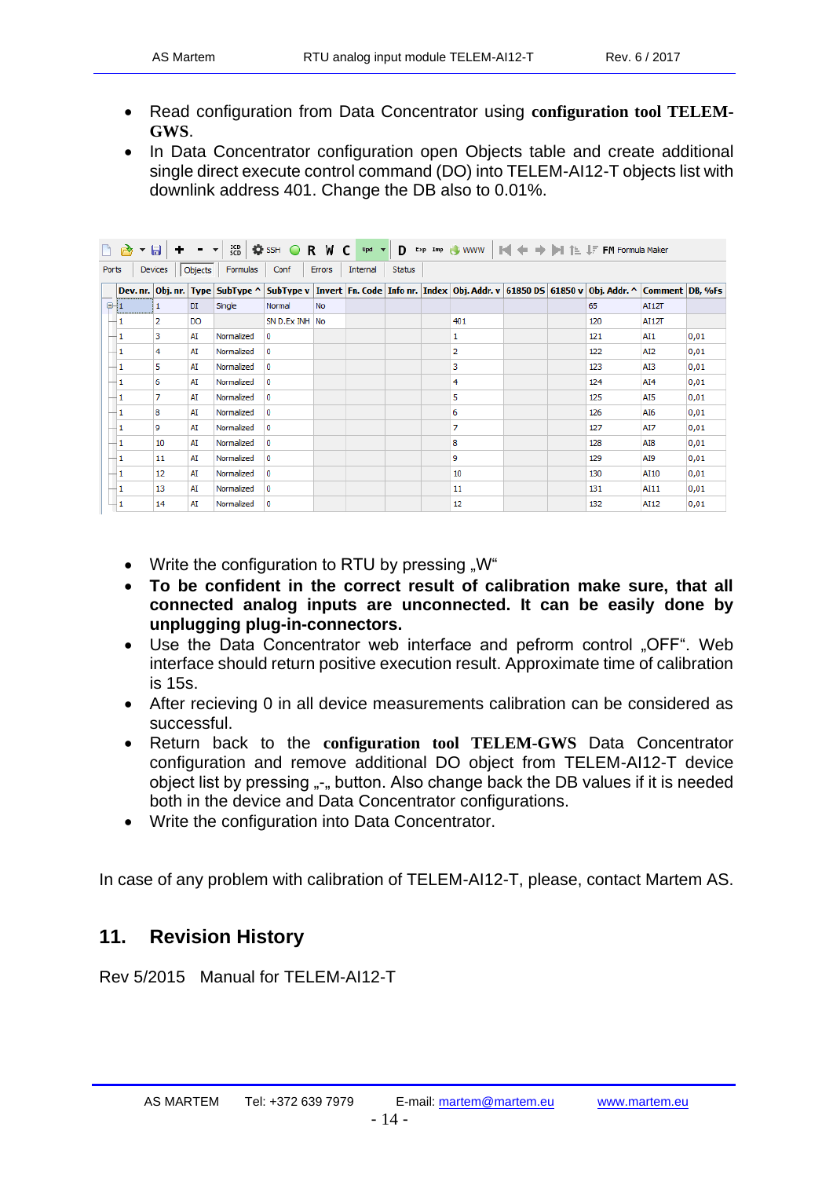- Read configuration from Data Concentrator using **configuration tool TELEM-GWS**.
- In Data Concentrator configuration open Objects table and create additional single direct execute control command (DO) into TELEM-AI12-T objects list with downlink address 401. Change the DB also to 0.01%.

| Dev. nr. | Obj. nr. | Type | SubType ^ | SubType v | Invert | Fn. Code | Info nr. | Index | Obj. Addr. v | 61850 DS | 61850 v | Obj. Addr. ^ | Comment | DB, %Fs |
|---|---|---|---|---|---|---|---|---|---|---|---|---|---|---|
| 1 | 1 | DI | Single | Normal | No | | | | | | | 65 | AI12T | |
| 1 | 2 | DO | | SN D.Ex INH | No | | | | 401 | | | 120 | AI12T | |
| 1 | 3 | AI | Normalized | 0 | | | | | 1 | | | 121 | AI1 | 0,01 |
| 1 | 4 | AI | Normalized | 0 | | | | | 2 | | | 122 | AI2 | 0,01 |
| 1 | 5 | AI | Normalized | 0 | | | | | 3 | | | 123 | AI3 | 0,01 |
| 1 | 6 | AI | Normalized | 0 | | | | | 4 | | | 124 | AI4 | 0,01 |
| 1 | 7 | AI | Normalized | 0 | | | | | 5 | | | 125 | AI5 | 0,01 |
| 1 | 8 | AI | Normalized | 0 | | | | | 6 | | | 126 | AI6 | 0,01 |
| 1 | 9 | AI | Normalized | 0 | | | | | 7 | | | 127 | AI7 | 0,01 |
| 1 | 10 | AI | Normalized | 0 | | | | | 8 | | | 128 | AI8 | 0,01 |
| 1 | 11 | AI | Normalized | 0 | | | | | 9 | | | 129 | AI9 | 0,01 |
| 1 | 12 | AI | Normalized | 0 | | | | | 10 | | | 130 | AI10 | 0,01 |
| 1 | 13 | AI | Normalized | 0 | | | | | 11 | | | 131 | AI11 | 0,01 |
| 1 | 14 | AI | Normalized | 0 | | | | | 12 | | | 132 | AI12 | 0,01 |

- Write the configuration to RTU by pressing „W“
- **To be confident in the correct result of calibration make sure, that all connected analog inputs are unconnected. It can be easily done by unplugging plug-in-connectors.**
- Use the Data Concentrator web interface and pefrorm control „OFF“. Web interface should return positive execution result. Approximate time of calibration is 15s.
- After recieving 0 in all device measurements calibration can be considered as successful.
- Return back to the **configuration tool TELEM-GWS** Data Concentrator configuration and remove additional DO object from TELEM-AI12-T device object list by pressing „-„ button. Also change back the DB values if it is needed both in the device and Data Concentrator configurations.
- Write the configuration into Data Concentrator.

In case of any problem with calibration of TELEM-AI12-T, please, contact Martem AS.

## 11. Revision History

Rev 5/2015 Manual for TELEM-AI12-T